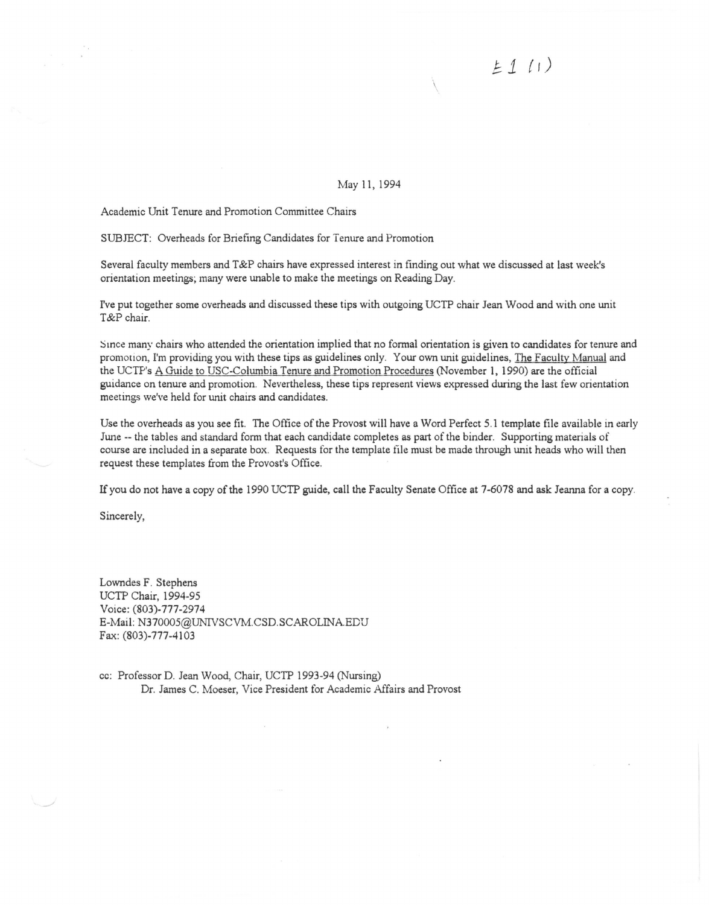E 1 (1)

May 11, 1994

Academic Unit Tenure and Promotion Committee Chairs

SUBJECT: Overheads for Briefing Candidates for Tenure and Promotion

Several faculty members and T&P chairs have expressed interest in finding out what we discussed at last week's orientation meetings; many were unable to make the meetings on Reading Day.

I've put together some overheads and discussed these tips with outgoing UCTP chair Jean Wood and with one unit T&P chair.

Since many chairs who attended the orientation implied that no formal orientation is given to candidates for tenure and promotion, I'm providing you with these tips as guidelines only. Your own unit guidelines, The Faculty Manual and the UCTP's A Guide to USC-Columbia Tenure and Promotion Procedures (November 1, 1990) are the official guidance on tenure and promotion. Nevertheless, these tips represent views expressed during the last few orientation meetings we've held for unit chairs and candidates.

Use the overheads as you see fit. The Office of the Provost will have a Word Perfect 5.1 template file available in early June -- the tables and standard form that each candidate completes as part of the binder. Supporting materials of course are included in a separate box. Requests for the template file must be made through unit heads who will then request these templates from the Provost's Office.

If you do not have a copy of the 1990 UCTP guide, call the Faculty Senate Office at 7-6078 and ask Jeanna for a copy.

Sincerely,

Lowndes F. Stephens
UCTP Chair, 1994-95
Voice: (803)-777-2974
E-Mail: N370005@UNIVSCVM.CSD.SCAROLINA.EDU
Fax: (803)-777-4103

cc: Professor D. Jean Wood, Chair, UCTP 1993-94 (Nursing)
Dr. James C. Moeser, Vice President for Academic Affairs and Provost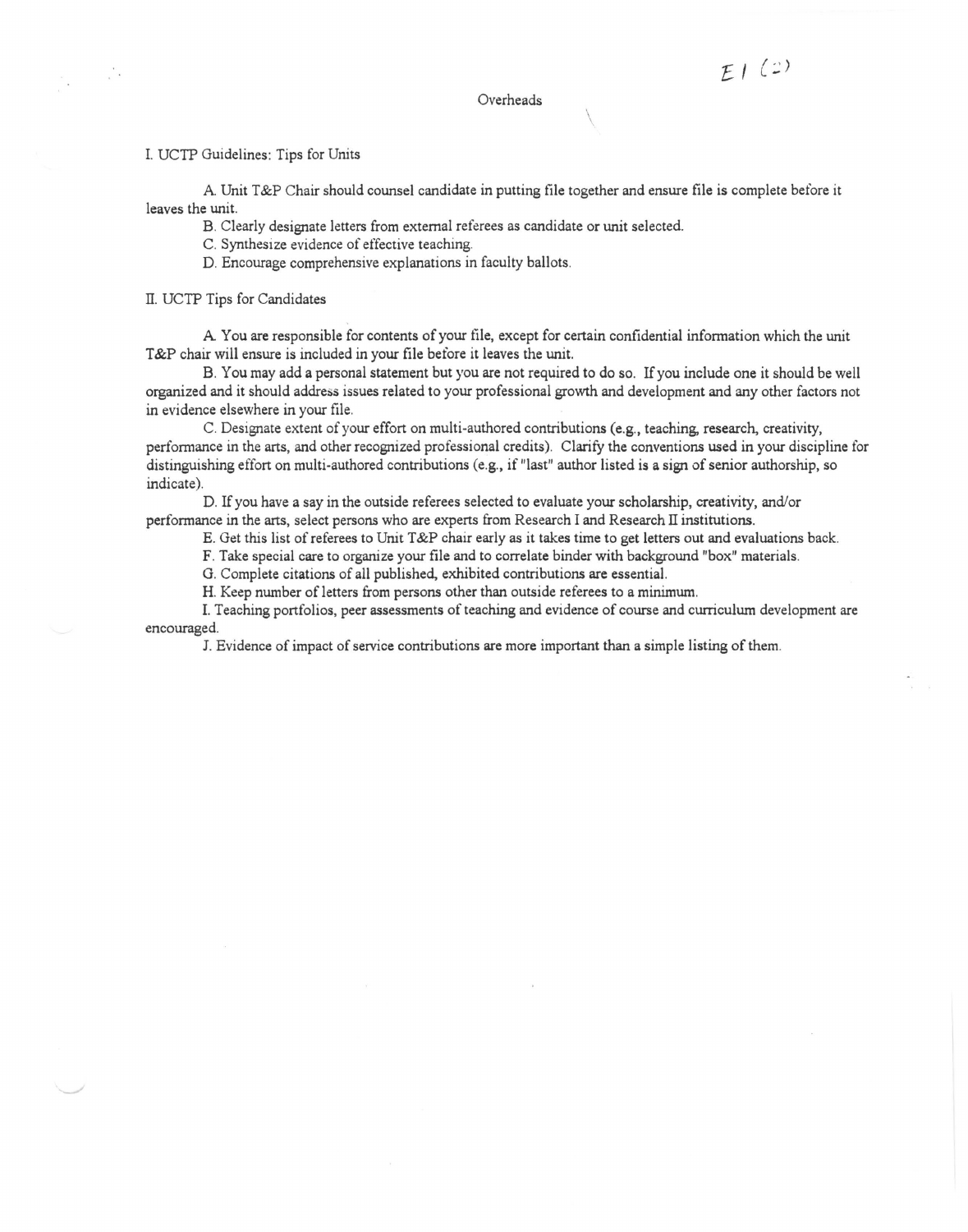E1 (2)

# Overheads

## I. UCTP Guidelines: Tips for Units

A. Unit T&P Chair should counsel candidate in putting file together and ensure file is complete before it leaves the unit.

B. Clearly designate letters from external referees as candidate or unit selected.

C. Synthesize evidence of effective teaching.

D. Encourage comprehensive explanations in faculty ballots.

## II. UCTP Tips for Candidates

A. You are responsible for contents of your file, except for certain confidential information which the unit T&P chair will ensure is included in your file before it leaves the unit.

B. You may add a personal statement but you are not required to do so. If you include one it should be well organized and it should address issues related to your professional growth and development and any other factors not in evidence elsewhere in your file.

C. Designate extent of your effort on multi-authored contributions (e.g., teaching, research, creativity, performance in the arts, and other recognized professional credits). Clarify the conventions used in your discipline for distinguishing effort on multi-authored contributions (e.g., if "last" author listed is a sign of senior authorship, so indicate).

D. If you have a say in the outside referees selected to evaluate your scholarship, creativity, and/or performance in the arts, select persons who are experts from Research I and Research II institutions.

E. Get this list of referees to Unit T&P chair early as it takes time to get letters out and evaluations back.

F. Take special care to organize your file and to correlate binder with background "box" materials.

G. Complete citations of all published, exhibited contributions are essential.

H. Keep number of letters from persons other than outside referees to a minimum.

I. Teaching portfolios, peer assessments of teaching and evidence of course and curriculum development are encouraged.

J. Evidence of impact of service contributions are more important than a simple listing of them.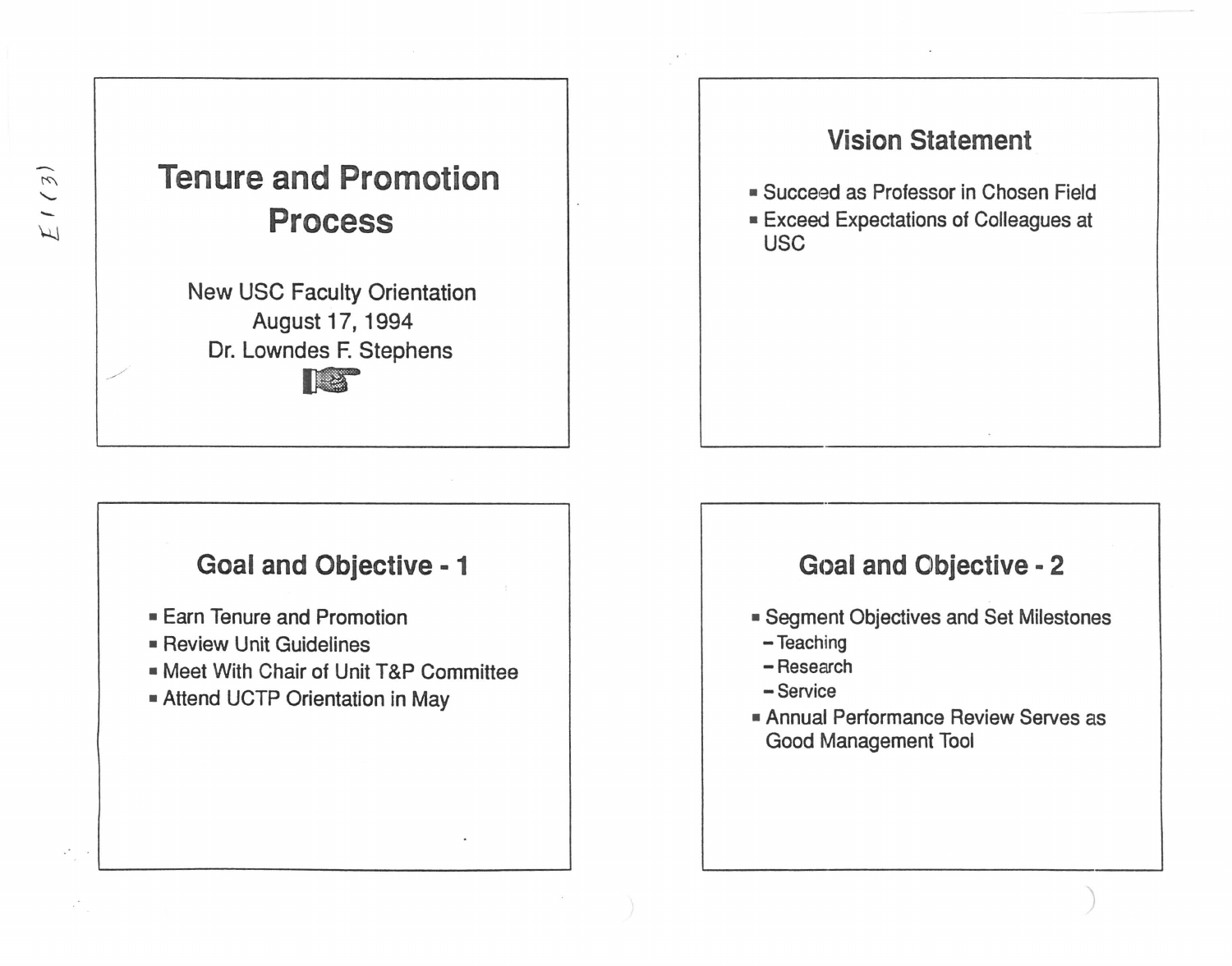# Tenure and Promotion Process

New USC Faculty Orientation
August 17, 1994
Dr. Lowndes F. Stephens

## Vision Statement

- Succeed as Professor in Chosen Field
- Exceed Expectations of Colleagues at USC

## Goal and Objective - 1

- Earn Tenure and Promotion
- Review Unit Guidelines
- Meet With Chair of Unit T&P Committee
- Attend UCTP Orientation in May

## Goal and Objective - 2

- Segment Objectives and Set Milestones
  - Teaching
  - Research
  - Service
- Annual Performance Review Serves as Good Management Tool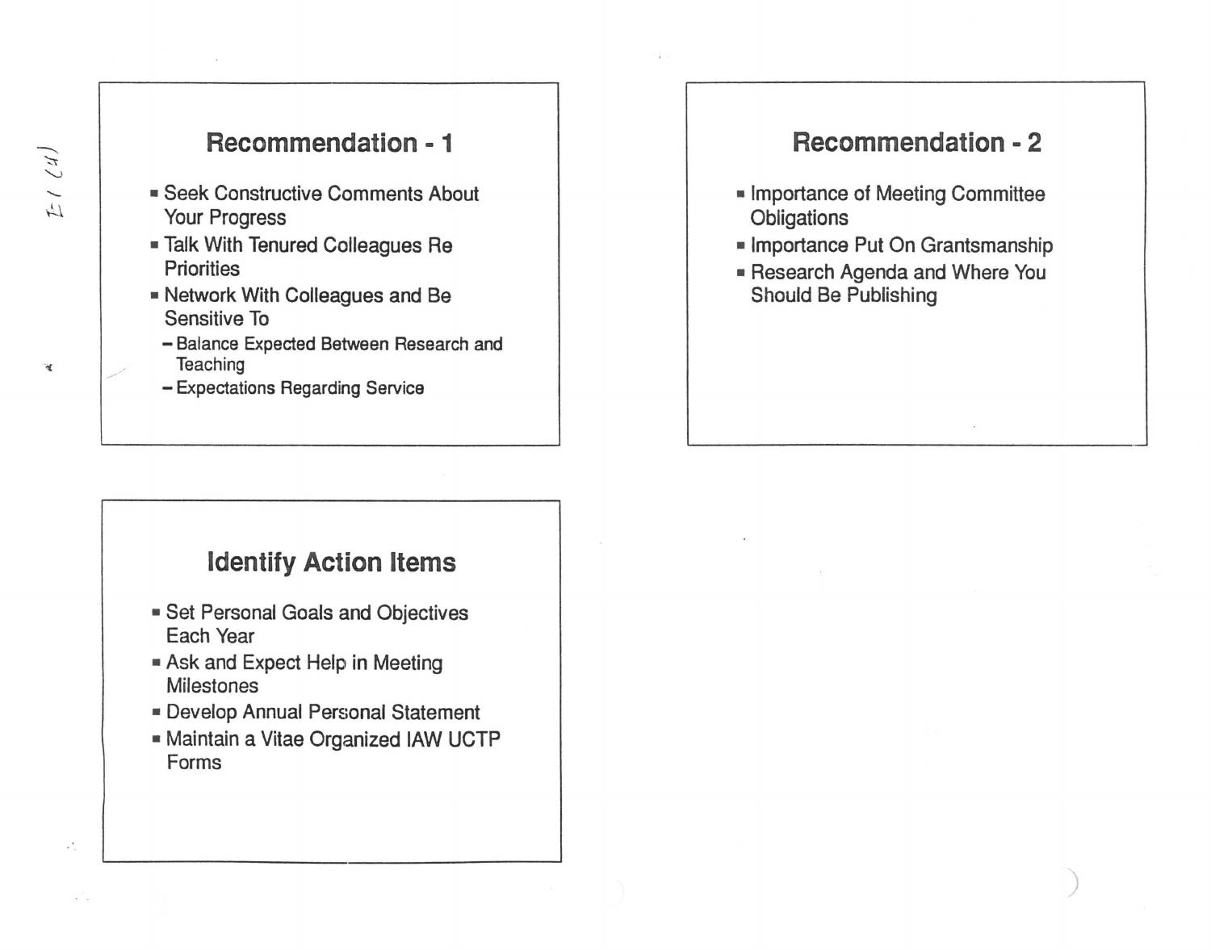## Recommendation - 1

- Seek Constructive Comments About Your Progress
- Talk With Tenured Colleagues Re Priorities
- Network With Colleagues and Be Sensitive To
  - Balance Expected Between Research and Teaching
  - Expectations Regarding Service

## Recommendation - 2

- Importance of Meeting Committee Obligations
- Importance Put On Grantsmanship
- Research Agenda and Where You Should Be Publishing

## Identify Action Items

- Set Personal Goals and Objectives Each Year
- Ask and Expect Help in Meeting Milestones
- Develop Annual Personal Statement
- Maintain a Vitae Organized IAW UCTP Forms